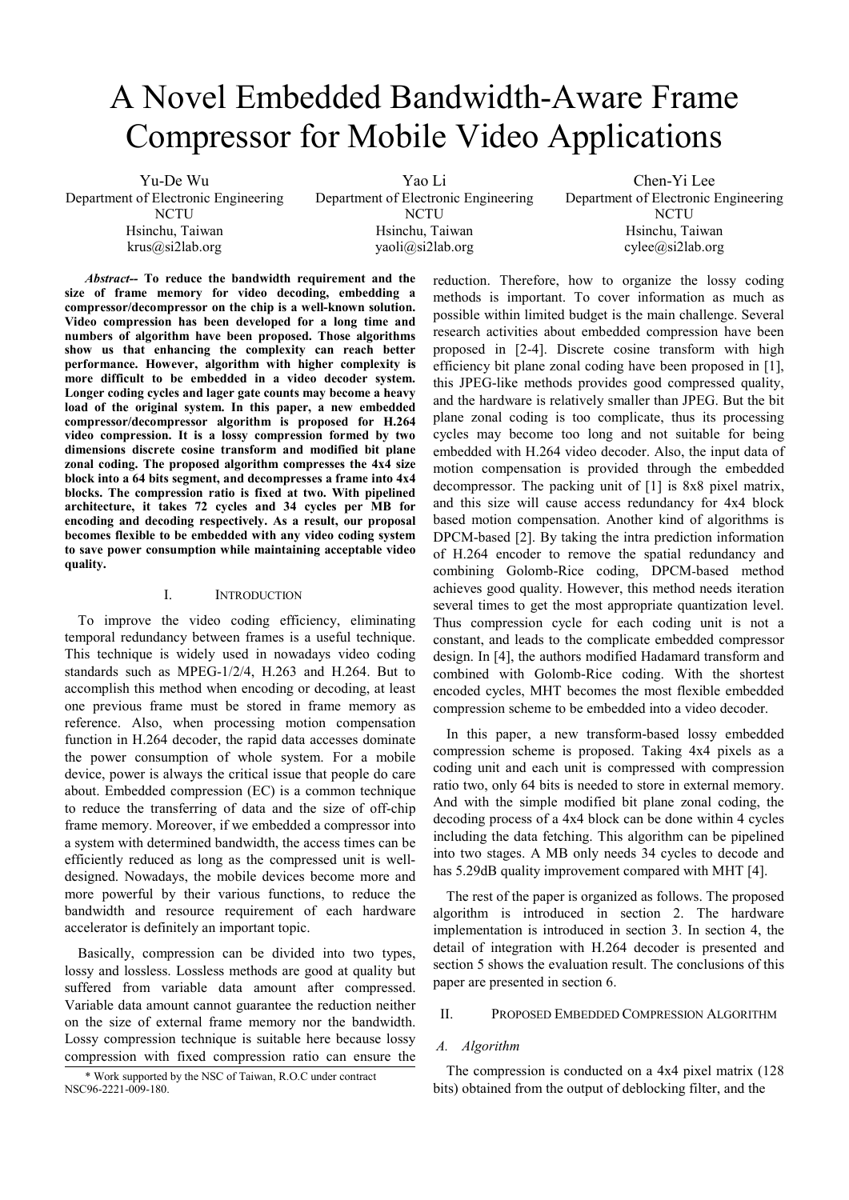# A Novel Embedded Bandwidth-Aware Frame Compressor for Mobile Video Applications

Yu-De Wu
Department of Electronic Engineering
NCTU
Hsinchu, Taiwan
krus@si2lab.org

Yao Li
Department of Electronic Engineering
NCTU
Hsinchu, Taiwan
yaoli@si2lab.org

Chen-Yi Lee
Department of Electronic Engineering
NCTU
Hsinchu, Taiwan
cylee@si2lab.org

***Abstract*-- To reduce the bandwidth requirement and the size of frame memory for video decoding, embedding a compressor/decompressor on the chip is a well-known solution. Video compression has been developed for a long time and numbers of algorithm have been proposed. Those algorithms show us that enhancing the complexity can reach better performance. However, algorithm with higher complexity is more difficult to be embedded in a video decoder system. Longer coding cycles and lager gate counts may become a heavy load of the original system. In this paper, a new embedded compressor/decompressor algorithm is proposed for H.264 video compression. It is a lossy compression formed by two dimensions discrete cosine transform and modified bit plane zonal coding. The proposed algorithm compresses the 4x4 size block into a 64 bits segment, and decompresses a frame into 4x4 blocks. The compression ratio is fixed at two. With pipelined architecture, it takes 72 cycles and 34 cycles per MB for encoding and decoding respectively. As a result, our proposal becomes flexible to be embedded with any video coding system to save power consumption while maintaining acceptable video quality.**

## I. Introduction

To improve the video coding efficiency, eliminating temporal redundancy between frames is a useful technique. This technique is widely used in nowadays video coding standards such as MPEG-1/2/4, H.263 and H.264. But to accomplish this method when encoding or decoding, at least one previous frame must be stored in frame memory as reference. Also, when processing motion compensation function in H.264 decoder, the rapid data accesses dominate the power consumption of whole system. For a mobile device, power is always the critical issue that people do care about. Embedded compression (EC) is a common technique to reduce the transferring of data and the size of off-chip frame memory. Moreover, if we embedded a compressor into a system with determined bandwidth, the access times can be efficiently reduced as long as the compressed unit is well-designed. Nowadays, the mobile devices become more and more powerful by their various functions, to reduce the bandwidth and resource requirement of each hardware accelerator is definitely an important topic.

Basically, compression can be divided into two types, lossy and lossless. Lossless methods are good at quality but suffered from variable data amount after compressed. Variable data amount cannot guarantee the reduction neither on the size of external frame memory nor the bandwidth. Lossy compression technique is suitable here because lossy compression with fixed compression ratio can ensure the reduction. Therefore, how to organize the lossy coding methods is important. To cover information as much as possible within limited budget is the main challenge. Several research activities about embedded compression have been proposed in [2-4]. Discrete cosine transform with high efficiency bit plane zonal coding have been proposed in [1], this JPEG-like methods provides good compressed quality, and the hardware is relatively smaller than JPEG. But the bit plane zonal coding is too complicate, thus its processing cycles may become too long and not suitable for being embedded with H.264 video decoder. Also, the input data of motion compensation is provided through the embedded decompressor. The packing unit of [1] is 8x8 pixel matrix, and this size will cause access redundancy for 4x4 block based motion compensation. Another kind of algorithms is DPCM-based [2]. By taking the intra prediction information of H.264 encoder to remove the spatial redundancy and combining Golomb-Rice coding, DPCM-based method achieves good quality. However, this method needs iteration several times to get the most appropriate quantization level. Thus compression cycle for each coding unit is not a constant, and leads to the complicate embedded compressor design. In [4], the authors modified Hadamard transform and combined with Golomb-Rice coding. With the shortest encoded cycles, MHT becomes the most flexible embedded compression scheme to be embedded into a video decoder.

In this paper, a new transform-based lossy embedded compression scheme is proposed. Taking 4x4 pixels as a coding unit and each unit is compressed with compression ratio two, only 64 bits is needed to store in external memory. And with the simple modified bit plane zonal coding, the decoding process of a 4x4 block can be done within 4 cycles including the data fetching. This algorithm can be pipelined into two stages. A MB only needs 34 cycles to decode and has 5.29dB quality improvement compared with MHT [4].

The rest of the paper is organized as follows. The proposed algorithm is introduced in section 2. The hardware implementation is introduced in section 3. In section 4, the detail of integration with H.264 decoder is presented and section 5 shows the evaluation result. The conclusions of this paper are presented in section 6.

## II. Proposed Embedded Compression Algorithm

### *A. Algorithm*

The compression is conducted on a 4x4 pixel matrix (128 bits) obtained from the output of deblocking filter, and the

\* Work supported by the NSC of Taiwan, R.O.C under contract NSC96-2221-009-180.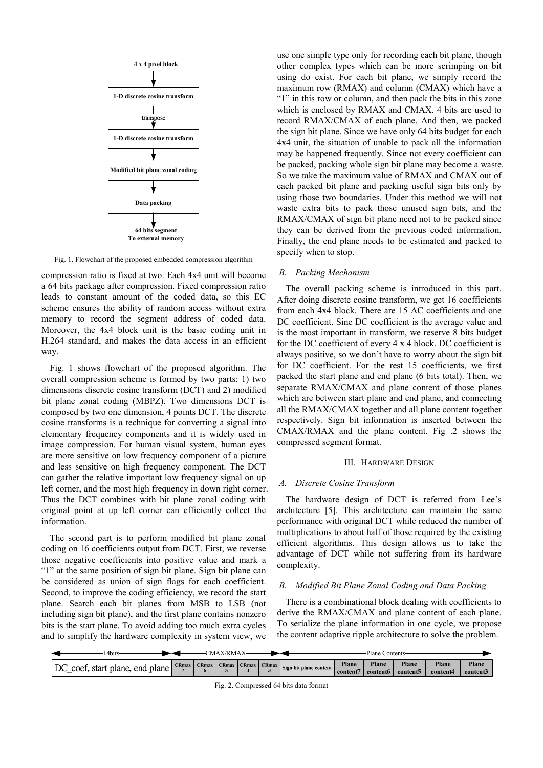4 x 4 pixel block

1-D discrete cosine transform

transpose

1-D discrete cosine transform

Modified bit plane zonal coding

Data packing

64 bits segment
To external memory

Fig. 1. Flowchart of the proposed embedded compression algorithm

compression ratio is fixed at two. Each 4x4 unit will become a 64 bits package after compression. Fixed compression ratio leads to constant amount of the coded data, so this EC scheme ensures the ability of random access without extra memory to record the segment address of coded data. Moreover, the 4x4 block unit is the basic coding unit in H.264 standard, and makes the data access in an efficient way.

Fig. 1 shows flowchart of the proposed algorithm. The overall compression scheme is formed by two parts: 1) two dimensions discrete cosine transform (DCT) and 2) modified bit plane zonal coding (MBPZ). Two dimensions DCT is composed by two one dimension, 4 points DCT. The discrete cosine transforms is a technique for converting a signal into elementary frequency components and it is widely used in image compression. For human visual system, human eyes are more sensitive on low frequency component of a picture and less sensitive on high frequency component. The DCT can gather the relative important low frequency signal on up left corner, and the most high frequency in down right corner. Thus the DCT combines with bit plane zonal coding with original point at up left corner can efficiently collect the information.

The second part is to perform modified bit plane zonal coding on 16 coefficients output from DCT. First, we reverse those negative coefficients into positive value and mark a "1" at the same position of sign bit plane. Sign bit plane can be considered as union of sign flags for each coefficient. Second, to improve the coding efficiency, we record the start plane. Search each bit planes from MSB to LSB (not including sign bit plane), and the first plane contains nonzero bits is the start plane. To avoid adding too much extra cycles and to simplify the hardware complexity in system view, we use one simple type only for recording each bit plane, though other complex types which can be more scrimping on bit using do exist. For each bit plane, we simply record the maximum row (RMAX) and column (CMAX) which have a "1" in this row or column, and then pack the bits in this zone which is enclosed by RMAX and CMAX. 4 bits are used to record RMAX/CMAX of each plane. And then, we packed the sign bit plane. Since we have only 64 bits budget for each 4x4 unit, the situation of unable to pack all the information may be happened frequently. Since not every coefficient can be packed, packing whole sign bit plane may become a waste. So we take the maximum value of RMAX and CMAX out of each packed bit plane and packing useful sign bits only by using those two boundaries. Under this method we will not waste extra bits to pack those unused sign bits, and the RMAX/CMAX of sign bit plane need not to be packed since they can be derived from the previous coded information. Finally, the end plane needs to be estimated and packed to specify when to stop.

### *B. Packing Mechanism*

The overall packing scheme is introduced in this part. After doing discrete cosine transform, we get 16 coefficients from each 4x4 block. There are 15 AC coefficients and one DC coefficient. Sine DC coefficient is the average value and is the most important in transform, we reserve 8 bits budget for the DC coefficient of every 4 x 4 block. DC coefficient is always positive, so we don't have to worry about the sign bit for DC coefficient. For the rest 15 coefficients, we first packed the start plane and end plane (6 bits total). Then, we separate RMAX/CMAX and plane content of those planes which are between start plane and end plane, and connecting all the RMAX/CMAX together and all plane content together respectively. Sign bit information is inserted between the CMAX/RMAX and the plane content. Fig .2 shows the compressed segment format.

## III. Hardware Design

### *A. Discrete Cosine Transform*

The hardware design of DCT is referred from Lee's architecture [5]. This architecture can maintain the same performance with original DCT while reduced the number of multiplications to about half of those required by the existing efficient algorithms. This design allows us to take the advantage of DCT while not suffering from its hardware complexity.

### *B. Modified Bit Plane Zonal Coding and Data Packing*

There is a combinational block dealing with coefficients to derive the RMAX/CMAX and plane content of each plane. To serialize the plane information in one cycle, we propose the content adaptive ripple architecture to solve the problem.

| 14bits | CMAX/RMAX | | | | | Plane Contents | | | | | |
|---|---|---|---|---|---|---|---|---|---|---|---|
| DC_coef, start plane, end plane | CRmax 7 | CRmax 6 | CRmax 5 | CRmax 4 | CRmax 3 | Sign bit plane content | Plane content7 | Plane content6 | Plane content5 | Plane content4 | Plane content3 |

Fig. 2. Compressed 64 bits data format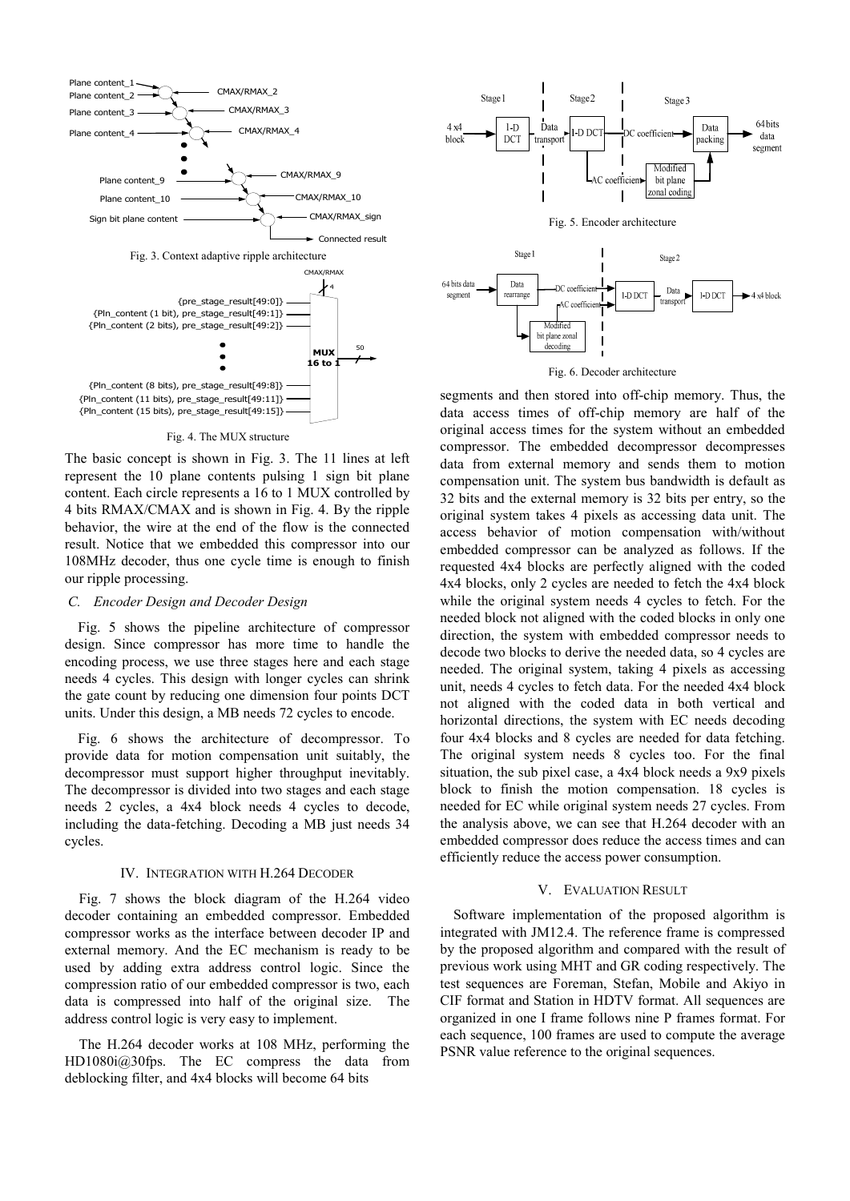Fig. 3. Context adaptive ripple architecture

Fig. 4. The MUX structure

The basic concept is shown in Fig. 3. The 11 lines at left represent the 10 plane contents pulsing 1 sign bit plane content. Each circle represents a 16 to 1 MUX controlled by 4 bits RMAX/CMAX and is shown in Fig. 4. By the ripple behavior, the wire at the end of the flow is the connected result. Notice that we embedded this compressor into our 108MHz decoder, thus one cycle time is enough to finish our ripple processing.

### *C. Encoder Design and Decoder Design*

Fig. 5 shows the pipeline architecture of compressor design. Since compressor has more time to handle the encoding process, we use three stages here and each stage needs 4 cycles. This design with longer cycles can shrink the gate count by reducing one dimension four points DCT units. Under this design, a MB needs 72 cycles to encode.

Fig. 6 shows the architecture of decompressor. To provide data for motion compensation unit suitably, the decompressor must support higher throughput inevitably. The decompressor is divided into two stages and each stage needs 2 cycles, a 4x4 block needs 4 cycles to decode, including the data-fetching. Decoding a MB just needs 34 cycles.

## IV. Integration with H.264 Decoder

Fig. 7 shows the block diagram of the H.264 video decoder containing an embedded compressor. Embedded compressor works as the interface between decoder IP and external memory. And the EC mechanism is ready to be used by adding extra address control logic. Since the compression ratio of our embedded compressor is two, each data is compressed into half of the original size. The address control logic is very easy to implement.

The H.264 decoder works at 108 MHz, performing the HD1080i@30fps. The EC compress the data from deblocking filter, and 4x4 blocks will become 64 bits

Fig. 5. Encoder architecture

Fig. 6. Decoder architecture

segments and then stored into off-chip memory. Thus, the data access times of off-chip memory are half of the original access times for the system without an embedded compressor. The embedded decompressor decompresses data from external memory and sends them to motion compensation unit. The system bus bandwidth is default as 32 bits and the external memory is 32 bits per entry, so the original system takes 4 pixels as accessing data unit. The access behavior of motion compensation with/without embedded compressor can be analyzed as follows. If the requested 4x4 blocks are perfectly aligned with the coded 4x4 blocks, only 2 cycles are needed to fetch the 4x4 block while the original system needs 4 cycles to fetch. For the needed block not aligned with the coded blocks in only one direction, the system with embedded compressor needs to decode two blocks to derive the needed data, so 4 cycles are needed. The original system, taking 4 pixels as accessing unit, needs 4 cycles to fetch data. For the needed 4x4 block not aligned with the coded data in both vertical and horizontal directions, the system with EC needs decoding four 4x4 blocks and 8 cycles are needed for data fetching. The original system needs 8 cycles too. For the final situation, the sub pixel case, a 4x4 block needs a 9x9 pixels block to finish the motion compensation. 18 cycles is needed for EC while original system needs 27 cycles. From the analysis above, we can see that H.264 decoder with an embedded compressor does reduce the access times and can efficiently reduce the access power consumption.

## V. Evaluation Result

Software implementation of the proposed algorithm is integrated with JM12.4. The reference frame is compressed by the proposed algorithm and compared with the result of previous work using MHT and GR coding respectively. The test sequences are Foreman, Stefan, Mobile and Akiyo in CIF format and Station in HDTV format. All sequences are organized in one I frame follows nine P frames format. For each sequence, 100 frames are used to compute the average PSNR value reference to the original sequences.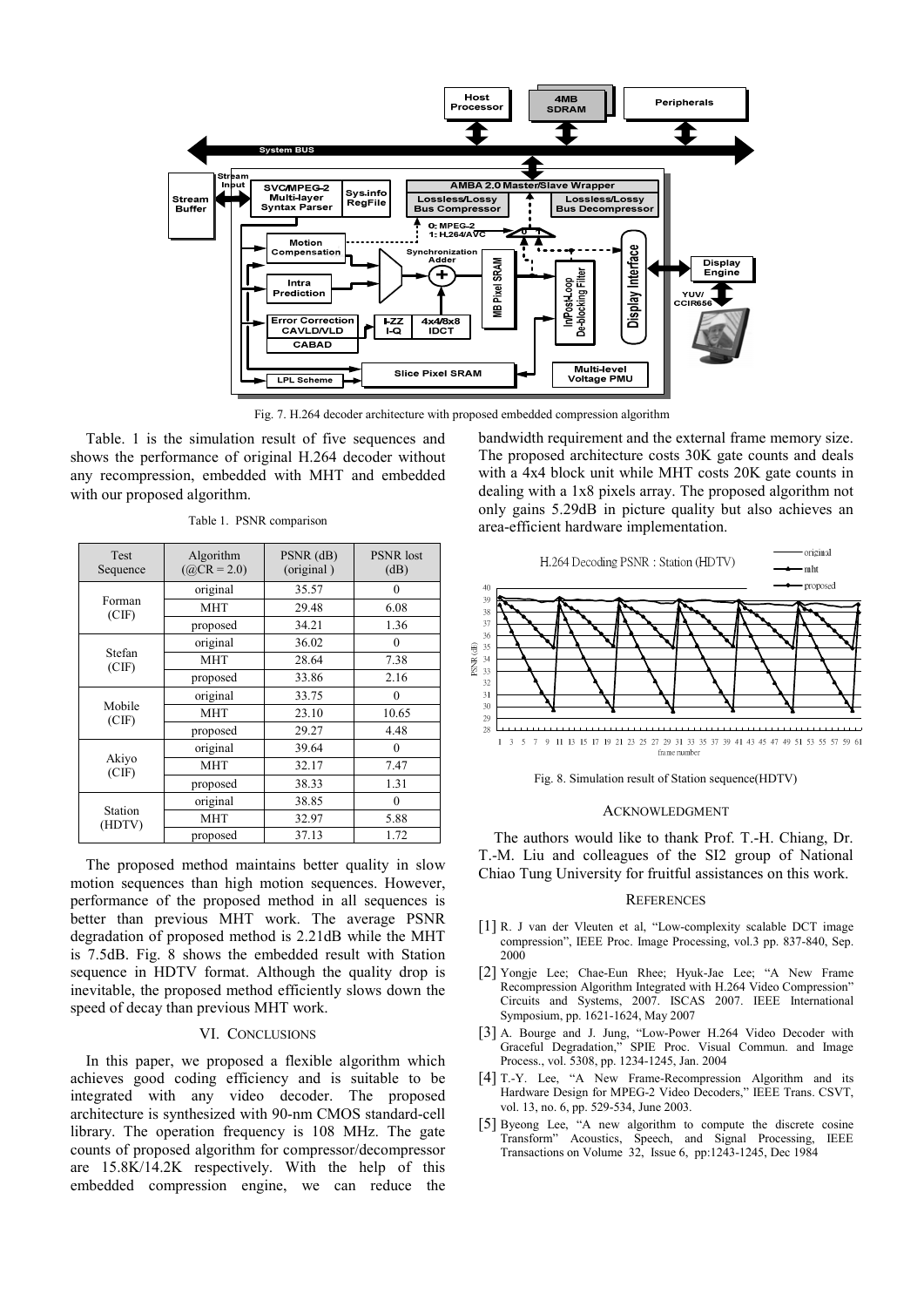Host Processor

4MB SDRAM

Peripherals

System BUS

Stream Buffer

Stream Input

SVC/MPEG-2 Multi-layer Syntax Parser

Sys.info RegFile

AMBA 2.0 Master/Slave Wrapper

Lossless/Lossy Bus Compressor

Lossless/Lossy Bus Decompressor

0: MPEG-2
1: H.264/AVC

Motion Compensation

Synchronization Adder

Intra Prediction

Error Correction CAVLD/VLD

CABAD

I-ZZ I-Q

4x4/8x8 IDCT

MB Pixel SRAM

In/Post-Loop De-blocking Filter

Display Interface

Display Engine

YUV/ CCIR656

LPL Scheme

Slice Pixel SRAM

Multi-level Voltage PMU

Fig. 7. H.264 decoder architecture with proposed embedded compression algorithm

Table. 1 is the simulation result of five sequences and shows the performance of original H.264 decoder without any recompression, embedded with MHT and embedded with our proposed algorithm.

Table 1. PSNR comparison

| Test Sequence | Algorithm (@CR = 2.0) | PSNR (dB) (original ) | PSNR lost (dB) |
|---|---|---|---|
| Forman (CIF) | original | 35.57 | 0 |
| | MHT | 29.48 | 6.08 |
| | proposed | 34.21 | 1.36 |
| Stefan (CIF) | original | 36.02 | 0 |
| | MHT | 28.64 | 7.38 |
| | proposed | 33.86 | 2.16 |
| Mobile (CIF) | original | 33.75 | 0 |
| | MHT | 23.10 | 10.65 |
| | proposed | 29.27 | 4.48 |
| Akiyo (CIF) | original | 39.64 | 0 |
| | MHT | 32.17 | 7.47 |
| | proposed | 38.33 | 1.31 |
| Station (HDTV) | original | 38.85 | 0 |
| | MHT | 32.97 | 5.88 |
| | proposed | 37.13 | 1.72 |

The proposed method maintains better quality in slow motion sequences than high motion sequences. However, performance of the proposed method in all sequences is better than previous MHT work. The average PSNR degradation of proposed method is 2.21dB while the MHT is 7.5dB. Fig. 8 shows the embedded result with Station sequence in HDTV format. Although the quality drop is inevitable, the proposed method efficiently slows down the speed of decay than previous MHT work.

## VI. Conclusions

In this paper, we proposed a flexible algorithm which achieves good coding efficiency and is suitable to be integrated with any video decoder. The proposed architecture is synthesized with 90-nm CMOS standard-cell library. The operation frequency is 108 MHz. The gate counts of proposed algorithm for compressor/decompressor are 15.8K/14.2K respectively. With the help of this embedded compression engine, we can reduce the bandwidth requirement and the external frame memory size. The proposed architecture costs 30K gate counts and deals with a 4x4 block unit while MHT costs 20K gate counts in dealing with a 1x8 pixels array. The proposed algorithm not only gains 5.29dB in picture quality but also achieves an area-efficient hardware implementation.

H.264 Decoding PSNR : Station (HDTV)

original
mht
proposed

PSNR (dB)

40 39 38 37 36 35 34 33 32 31 30 29 28

1 3 5 7 9 11 13 15 17 19 21 23 25 27 29 31 33 35 37 39 41 43 45 47 49 51 53 55 57 59 61

frame number

Fig. 8. Simulation result of Station sequence(HDTV)

## Acknowledgment

The authors would like to thank Prof. T.-H. Chiang, Dr. T.-M. Liu and colleagues of the SI2 group of National Chiao Tung University for fruitful assistances on this work.

## References

[1] R. J van der Vleuten et al, "Low-complexity scalable DCT image compression", IEEE Proc. Image Processing, vol.3 pp. 837-840, Sep. 2000

[2] Yongje Lee; Chae-Eun Rhee; Hyuk-Jae Lee; "A New Frame Recompression Algorithm Integrated with H.264 Video Compression" Circuits and Systems, 2007. ISCAS 2007. IEEE International Symposium, pp. 1621-1624, May 2007

[3] A. Bourge and J. Jung, "Low-Power H.264 Video Decoder with Graceful Degradation," SPIE Proc. Visual Commun. and Image Process., vol. 5308, pp. 1234-1245, Jan. 2004

[4] T.-Y. Lee, "A New Frame-Recompression Algorithm and its Hardware Design for MPEG-2 Video Decoders," IEEE Trans. CSVT, vol. 13, no. 6, pp. 529-534, June 2003.

[5] Byeong Lee, "A new algorithm to compute the discrete cosine Transform" Acoustics, Speech, and Signal Processing, IEEE Transactions on Volume 32, Issue 6, pp:1243-1245, Dec 1984